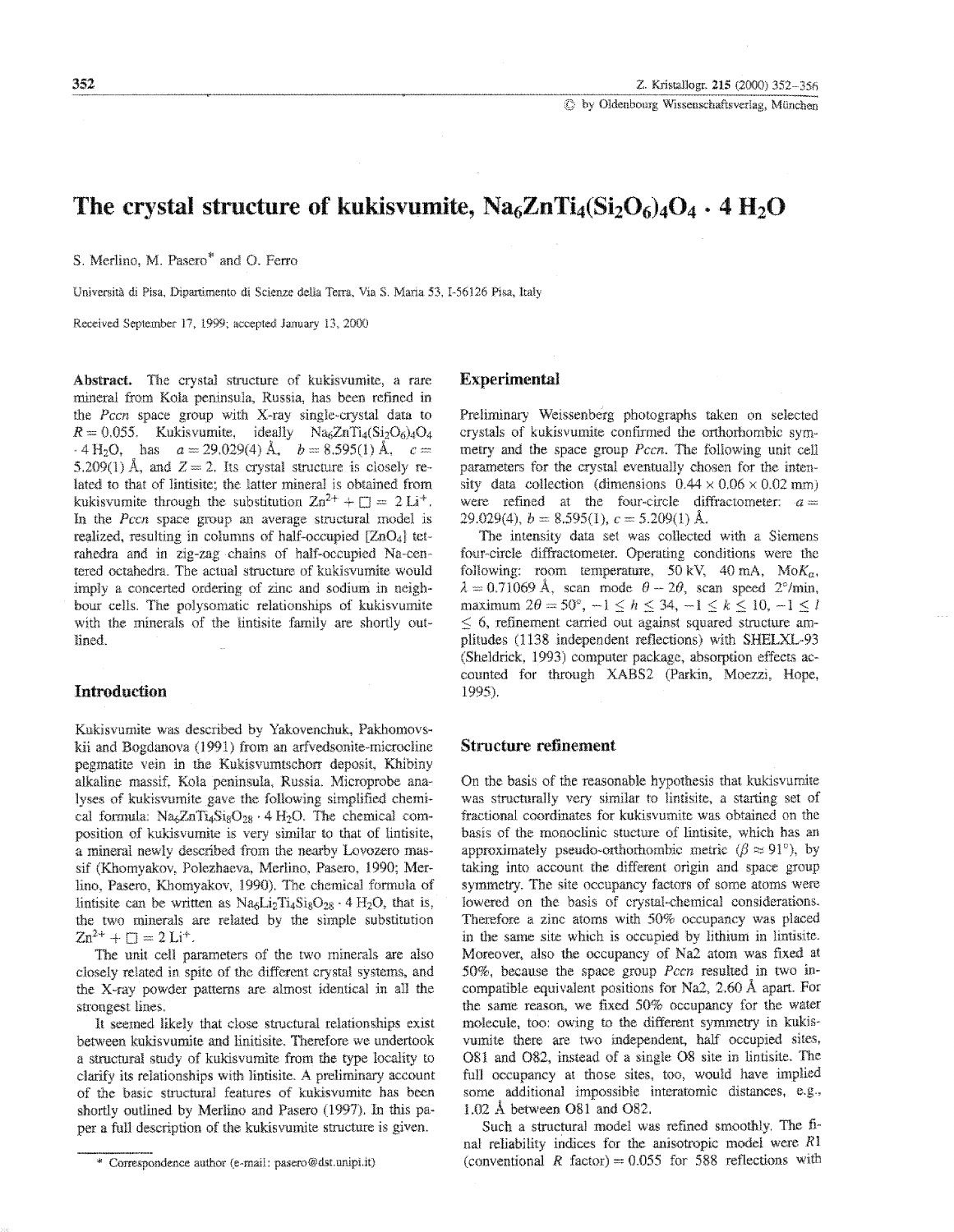# The crystal structure of kukisvumite, $Na_6ZnTi_4(Si_2O_6)_4O_4 \cdot 4\,H_2O$

S. Merlino, M. Pasero* and O. Ferro

Università di Pisa, Dipartimento di Scienze della Terra, Via S. Maria 53, I-56126 Pisa, Italy

Received September 17, 1999; accepted January 13, 2000

**Abstract.** The crystal structure of kukisvumite, a rare mineral from Kola peninsula, Russia, has been refined in the *Pccn* space group with X-ray single-crystal data to $R = 0.055$. Kukisvumite, ideally $Na_6ZnTi_4(Si_2O_6)_4O_4 \cdot 4\,H_2O$, has $a = 29.029(4)$ Å, $b = 8.595(1)$ Å, $c = 5.209(1)$ Å, and $Z = 2$. Its crystal structure is closely related to that of lintisite; the latter mineral is obtained from kukisvumite through the substitution $Zn^{2+} + \square = 2\,Li^+$. In the *Pccn* space group an average structural model is realized, resulting in columns of half-occupied $[ZnO_4]$ tetrahedra and in zig-zag chains of half-occupied Na-centered octahedra. The actual structure of kukisvumite would imply a concerted ordering of zinc and sodium in neighbour cells. The polysomatic relationships of kukisvumite with the minerals of the lintisite family are shortly outlined.

## Introduction

Kukisvumite was described by Yakovenchuk, Pakhomovskii and Bogdanova (1991) from an arfvedsonite-microcline pegmatite vein in the Kukisvumtschorr deposit, Khibiny alkaline massif, Kola peninsula, Russia. Microprobe analyses of kukisvumite gave the following simplified chemical formula: $Na_6ZnTi_4Si_8O_{28} \cdot 4\,H_2O$. The chemical composition of kukisvumite is very similar to that of lintisite, a mineral newly described from the nearby Lovozero massif (Khomyakov, Polezhaeva, Merlino, Pasero, 1990; Merlino, Pasero, Khomyakov, 1990). The chemical formula of lintisite can be written as $Na_6Li_2Ti_4Si_8O_{28} \cdot 4\,H_2O$, that is, the two minerals are related by the simple substitution $Zn^{2+} + \square = 2\,Li^+$.

The unit cell parameters of the two minerals are also closely related in spite of the different crystal systems, and the X-ray powder patterns are almost identical in all the strongest lines.

It seemed likely that close structural relationships exist between kukisvumite and linitisite. Therefore we undertook a structural study of kukisvumite from the type locality to clarify its relationships with lintisite. A preliminary account of the basic structural features of kukisvumite has been shortly outlined by Merlino and Pasero (1997). In this paper a full description of the kukisvumite structure is given.

\* Correspondence author (e-mail: pasero@dst.unipi.it)

## Experimental

Preliminary Weissenberg photographs taken on selected crystals of kukisvumite confirmed the orthorhombic symmetry and the space group *Pccn*. The following unit cell parameters for the crystal eventually chosen for the intensity data collection (dimensions $0.44 \times 0.06 \times 0.02$ mm) were refined at the four-circle diffractometer: $a = 29.029(4)$, $b = 8.595(1)$, $c = 5.209(1)$ Å.

The intensity data set was collected with a Siemens four-circle diffractometer. Operating conditions were the following: room temperature, 50 kV, 40 mA, Mo$K_\alpha$, $\lambda = 0.71069$ Å, scan mode $\theta - 2\theta$, scan speed 2°/min, maximum $2\theta = 50°$, $-1 \le h \le 34$, $-1 \le k \le 10$, $-1 \le l \le 6$, refinement carried out against squared structure amplitudes (1138 independent reflections) with SHELXL-93 (Sheldrick, 1993) computer package, absorption effects accounted for through XABS2 (Parkin, Moezzi, Hope, 1995).

## Structure refinement

On the basis of the reasonable hypothesis that kukisvumite was structurally very similar to lintisite, a starting set of fractional coordinates for kukisvumite was obtained on the basis of the monoclinic stucture of lintisite, which has an approximately pseudo-orthorhombic metric ($\beta \approx 91°$), by taking into account the different origin and space group symmetry. The site occupancy factors of some atoms were lowered on the basis of crystal-chemical considerations. Therefore a zinc atoms with 50% occupancy was placed in the same site which is occupied by lithium in lintisite. Moreover, also the occupancy of Na2 atom was fixed at 50%, because the space group *Pccn* resulted in two incompatible equivalent positions for Na2, 2.60 Å apart. For the same reason, we fixed 50% occupancy for the water molecule, too: owing to the different symmetry in kukisvumite there are two independent, half occupied sites, O81 and O82, instead of a single O8 site in lintisite. The full occupancy at those sites, too, would have implied some additional impossible interatomic distances, e.g., 1.02 Å between O81 and O82.

Such a structural model was refined smoothly. The final reliability indices for the anisotropic model were $R1$ (conventional $R$ factor) = 0.055 for 588 reflections with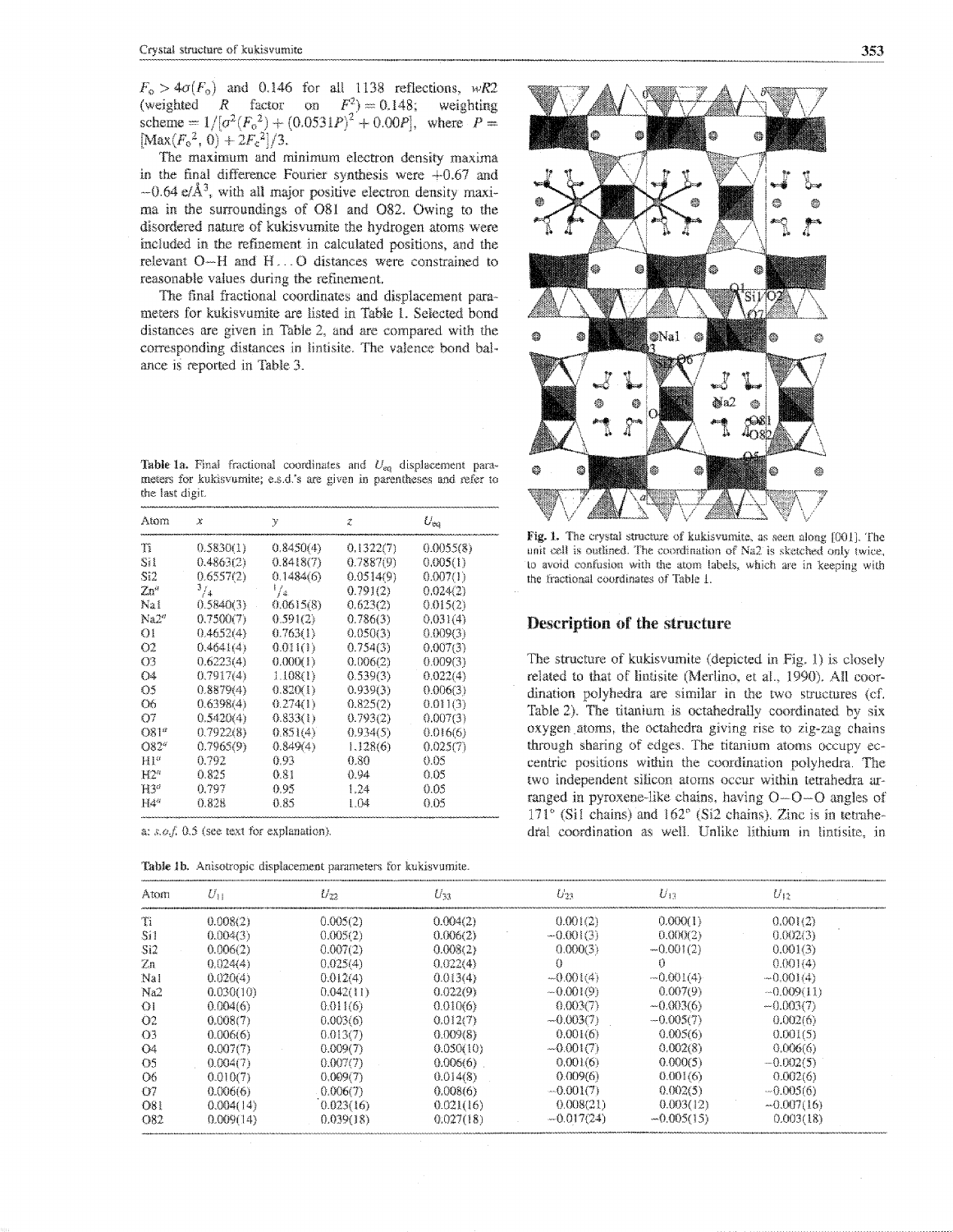$F_o > 4\sigma(F_o)$ and 0.146 for all 1138 reflections, $wR2$ (weighted $R$ factor on $F^2$) = 0.148; weighting scheme = $1/[\sigma^2(F_o^2) + (0.0531P)^2 + 0.00P]$, where $P = [\mathrm{Max}(F_o^2, 0) + 2F_c^2]/3$.

The maximum and minimum electron density maxima in the final difference Fourier synthesis were +0.67 and −0.64 e/Å$^3$, with all major positive electron density maxima in the surroundings of O81 and O82. Owing to the disordered nature of kukisvumite the hydrogen atoms were included in the refinement in calculated positions, and the relevant O–H and H...O distances were constrained to reasonable values during the refinement.

The final fractional coordinates and displacement parameters for kukisvumite are listed in Table 1. Selected bond distances are given in Table 2, and are compared with the corresponding distances in lintisite. The valence bond balance is reported in Table 3.

**Table 1a.** Final fractional coordinates and $U_{eq}$ displacement parameters for kukisvumite; e.s.d.'s are given in parentheses and refer to the last digit.

| Atom | x | y | z | $U_{eq}$ |
|---|---|---|---|---|
| Ti | 0.5830(1) | 0.8450(4) | 0.1322(7) | 0.0055(8) |
| Si1 | 0.4863(2) | 0.8418(7) | 0.7887(9) | 0.005(1) |
| Si2 | 0.6557(2) | 0.1484(6) | 0.0514(9) | 0.007(1) |
| Zn[a] | $^3/_4$ | $^1/_4$ | 0.791(2) | 0.024(2) |
| Na1 | 0.5840(3) | 0.0615(8) | 0.623(2) | 0.015(2) |
| Na2[a] | 0.7500(7) | 0.591(2) | 0.786(3) | 0.031(4) |
| O1 | 0.4652(4) | 0.763(1) | 0.050(3) | 0.009(3) |
| O2 | 0.4641(4) | 0.011(1) | 0.754(3) | 0.007(3) |
| O3 | 0.6223(4) | 0.000(1) | 0.006(2) | 0.009(3) |
| O4 | 0.7917(4) | 1.108(1) | 0.539(3) | 0.022(4) |
| O5 | 0.8879(4) | 0.820(1) | 0.939(3) | 0.006(3) |
| O6 | 0.6398(4) | 0.274(1) | 0.825(2) | 0.011(3) |
| O7 | 0.5420(4) | 0.833(1) | 0.793(2) | 0.007(3) |
| O81[a] | 0.7922(8) | 0.851(4) | 0.934(5) | 0.016(6) |
| O82[a] | 0.7965(9) | 0.849(4) | 1.128(6) | 0.025(7) |
| H1[a] | 0.792 | 0.93 | 0.80 | 0.05 |
| H2[a] | 0.825 | 0.81 | 0.94 | 0.05 |
| H3[a] | 0.797 | 0.95 | 1.24 | 0.05 |
| H4[a] | 0.828 | 0.85 | 1.04 | 0.05 |

a: *s.o.f.* 0.5 (see text for explanation).

**Table 1b.** Anisotropic displacement parameters for kukisvumite.

| Atom | $U_{11}$ | $U_{22}$ | $U_{33}$ | $U_{23}$ | $U_{13}$ | $U_{12}$ |
|---|---|---|---|---|---|---|
| Ti | 0.008(2) | 0.005(2) | 0.004(2) | 0.001(2) | 0.000(1) | 0.001(2) |
| Si1 | 0.004(3) | 0.005(2) | 0.006(2) | −0.001(3) | 0.000(2) | 0.002(3) |
| Si2 | 0.006(2) | 0.007(2) | 0.008(2) | 0.000(3) | −0.001(2) | 0.001(3) |
| Zn | 0.024(4) | 0.025(4) | 0.022(4) | 0 | 0 | 0.001(4) |
| Na1 | 0.020(4) | 0.012(4) | 0.013(4) | −0.001(4) | −0.001(4) | −0.001(4) |
| Na2 | 0.030(10) | 0.042(11) | 0.022(9) | −0.001(9) | 0.007(9) | −0.009(11) |
| O1 | 0.004(6) | 0.011(6) | 0.010(6) | 0.003(7) | −0.003(6) | −0.003(7) |
| O2 | 0.008(7) | 0.003(6) | 0.012(7) | −0.003(7) | −0.005(7) | 0.002(6) |
| O3 | 0.006(6) | 0.013(7) | 0.009(8) | 0.001(6) | 0.005(6) | 0.001(5) |
| O4 | 0.007(7) | 0.009(7) | 0.050(10) | −0.001(7) | 0.002(8) | 0.006(6) |
| O5 | 0.004(7) | 0.007(7) | 0.006(6) | 0.001(6) | 0.000(5) | −0.002(5) |
| O6 | 0.010(7) | 0.009(7) | 0.014(8) | 0.009(6) | 0.001(6) | 0.002(6) |
| O7 | 0.006(6) | 0.006(7) | 0.008(6) | −0.001(7) | 0.002(5) | −0.005(6) |
| O81 | 0.004(14) | 0.023(16) | 0.021(16) | 0.008(21) | 0.003(12) | −0.007(16) |
| O82 | 0.009(14) | 0.039(18) | 0.027(18) | −0.017(24) | −0.005(15) | 0.003(18) |

**Fig. 1.** The crystal structure of kukisvumite, as seen along [001]. The unit cell is outlined. The coordination of Na2 is sketched only twice, to avoid confusion with the atom labels, which are in keeping with the fractional coordinates of Table 1.

## Description of the structure

The structure of kukisvumite (depicted in Fig. 1) is closely related to that of lintisite (Merlino, et al., 1990). All coordination polyhedra are similar in the two structures (cf. Table 2). The titanium is octahedrally coordinated by six oxygen atoms, the octahedra giving rise to zig-zag chains through sharing of edges. The titanium atoms occupy eccentric positions within the coordination polyhedra. The two independent silicon atoms occur within tetrahedra arranged in pyroxene-like chains, having O–O–O angles of 171° (Si1 chains) and 162° (Si2 chains). Zinc is in tetrahedral coordination as well. Unlike lithium in lintisite, in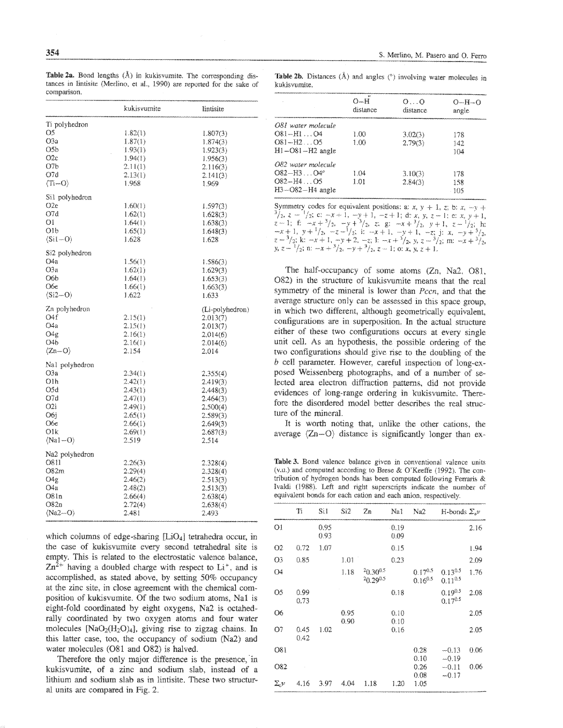**Table 2a.** Bond lengths (Å) in kukisvumite. The corresponding distances in lintisite (Merlino, et al., 1990) are reported for the sake of comparison.

| | kukisvumite | lintisite |
|---|---|---|
| Ti polyhedron | | |
| O5 | 1.82(1) | 1.807(3) |
| O3a | 1.87(1) | 1.874(3) |
| O5b | 1.93(1) | 1.923(3) |
| O2c | 1.94(1) | 1.956(3) |
| O7b | 2.11(1) | 2.116(3) |
| O7d | 2.13(1) | 2.141(3) |
| ⟨Ti–O⟩ | 1.968 | 1.969 |
| Si1 polyhedron | | |
| O2e | 1.60(1) | 1.597(3) |
| O7d | 1.62(1) | 1.628(3) |
| O1 | 1.64(1) | 1.638(3) |
| O1b | 1.65(1) | 1.648(3) |
| ⟨Si1–O⟩ | 1.628 | 1.628 |
| Si2 polyhedron | | |
| O4a | 1.56(1) | 1.586(3) |
| O3a | 1.62(1) | 1.629(3) |
| O6b | 1.64(1) | 1.653(3) |
| O6e | 1.66(1) | 1.663(3) |
| ⟨Si2–O⟩ | 1.622 | 1.633 |
| Zn polyhedron | | (Li-polyhedron) |
| O4f | 2.15(1) | 2.013(7) |
| O4a | 2.15(1) | 2.013(7) |
| O4g | 2.16(1) | 2.014(6) |
| O4b | 2.16(1) | 2.014(6) |
| ⟨Zn–O⟩ | 2.154 | 2.014 |
| Na1 polyhedron | | |
| O3a | 2.34(1) | 2.355(4) |
| O1h | 2.42(1) | 2.419(3) |
| O5d | 2.43(1) | 2.448(3) |
| O7d | 2.47(1) | 2.464(3) |
| O2i | 2.49(1) | 2.500(4) |
| O6j | 2.65(1) | 2.589(3) |
| O6e | 2.66(1) | 2.649(3) |
| O1k | 2.69(1) | 2.687(3) |
| ⟨Na1–O⟩ | 2.519 | 2.514 |
| Na2 polyhedron | | |
| O81l | 2.26(3) | 2.328(4) |
| O82m | 2.29(4) | 2.328(4) |
| O4g | 2.46(2) | 2.513(3) |
| O4a | 2.48(2) | 2.513(3) |
| O81n | 2.66(4) | 2.638(4) |
| O82n | 2.72(4) | 2.638(4) |
| ⟨Na2–O⟩ | 2.481 | 2.493 |

which columns of edge-sharing $[LiO_4]$ tetrahedra occur, in the case of kukisvumite every second tetrahedral site is empty. This is related to the electrostatic valence balance, $Zn^{2+}$ having a doubled charge with respect to $Li^+$, and is accomplished, as stated above, by setting 50% occupancy at the zinc site, in close agreement with the chemical composition of kukisvumite. Of the two sodium atoms, Na1 is eight-fold coordinated by eight oxygens, Na2 is octahedrally coordinated by two oxygen atoms and four water molecules $[NaO_2(H_2O)_4]$, giving rise to zigzag chains. In this latter case, too, the occupancy of sodium (Na2) and water molecules (O81 and O82) is halved.

Therefore the only major difference is the presence, in kukisvumite, of a zinc and sodium slab, instead of a lithium and sodium slab as in lintisite. These two structural units are compared in Fig. 2.

**Table 2b.** Distances (Å) and angles (°) involving water molecules in kukisvumite.

| | O–H distance | O...O distance | O–H–O angle |
|---|---|---|---|
| *O81 water molecule* | | | |
| O81–H1 ... O4 | 1.00 | 3.02(3) | 178 |
| O81–H2 ... O5 | 1.00 | 2.79(3) | 142 |
| H1–O81–H2 angle | | | 104 |
| *O82 water molecule* | | | |
| O82–H3 ... O4° | 1.04 | 3.10(3) | 178 |
| O82–H4 ... O5 | 1.01 | 2.84(3) | 158 |
| H3–O82–H4 angle | | | 105 |

Symmetry codes for equivalent positions: a: $x, y+1, z$; b: $x, -y+3/2, z-1/2$; c: $-x+1, -y+1, -z+1$; d: $x, y, z-1$; e: $x, y+1, z-1$; f: $-x+3/2, -y+3/2, z$; g: $-x+3/2, y+1, z-1/2$; h: $-x+1, y+1/2, -z-1/2$; i: $-x+1, -y+1, -z$; j: $x, -y+3/2, z-3/2$; k: $-x+1, -y+2, -z$; l: $-x+3/2, y, z-3/2$; m: $-x+3/2, y, z-1/2$; n: $-x+3/2, -y+3/2, z-1$; o: $x, y, z+1$.

The half-occupancy of some atoms (Zn, Na2, O81, O82) in the structure of kukisvumite means that the real symmetry of the mineral is lower than *Pccn*, and that the average structure only can be assessed in this space group, in which two different, although geometrically equivalent, configurations are in superposition. In the actual structure either of these two configurations occurs at every single unit cell. As an hypothesis, the possible ordering of the two configurations should give rise to the doubling of the *b* cell parameter. However, careful inspection of long-exposed Weissenberg photographs, and of a number of selected area electron diffraction patterns, did not provide evidences of long-range ordering in kukisvumite. Therefore the disordered model better describes the real structure of the mineral.

It is worth noting that, unlike the other cations, the average ⟨Zn–O⟩ distance is significantly longer than ex-

**Table 3.** Bond valence balance given in conventional valence units (v.u.) and computed according to Brese & O'Keeffe (1992). The contribution of hydrogen bonds has been computed following Ferraris & Ivaldi (1988). Left and right superscripts indicate the number of equivalent bonds for each cation and each anion, respectively.

| | Ti | Si1 | Si2 | Zn | Na1 | Na2 | H-bonds | $\Sigma_a v$ |
|---|---|---|---|---|---|---|---|---|
| O1 | | 0.95<br>0.93 | | | 0.19<br>0.09 | | | 2.16 |
| O2 | 0.72 | 1.07 | | | 0.15 | | | 1.94 |
| O3 | 0.85 | | 1.01 | | 0.23 | | | 2.09 |
| O4 | | | 1.18 | $^{2}0.30^{0.5}$<br>$^{2}0.29^{0.5}$ | | $0.17^{0.5}$<br>$0.16^{0.5}$ | $0.13^{0.5}$<br>$0.11^{0.5}$ | 1.76 |
| O5 | 0.99<br>0.73 | | | | 0.18 | | $0.19^{0.5}$<br>$0.17^{0.5}$ | 2.08 |
| O6 | | | 0.95<br>0.90 | | 0.10<br>0.10 | | | 2.05 |
| O7 | 0.45<br>0.42 | 1.02 | | | 0.16 | | | 2.05 |
| O81 | | | | | | 0.28<br>0.10 | −0.13<br>−0.19 | 0.06 |
| O82 | | | | | | 0.26<br>0.08 | −0.11<br>−0.17 | 0.06 |
| $\Sigma_c v$ | 4.16 | 3.97 | 4.04 | 1.18 | 1.20 | 1.05 | | |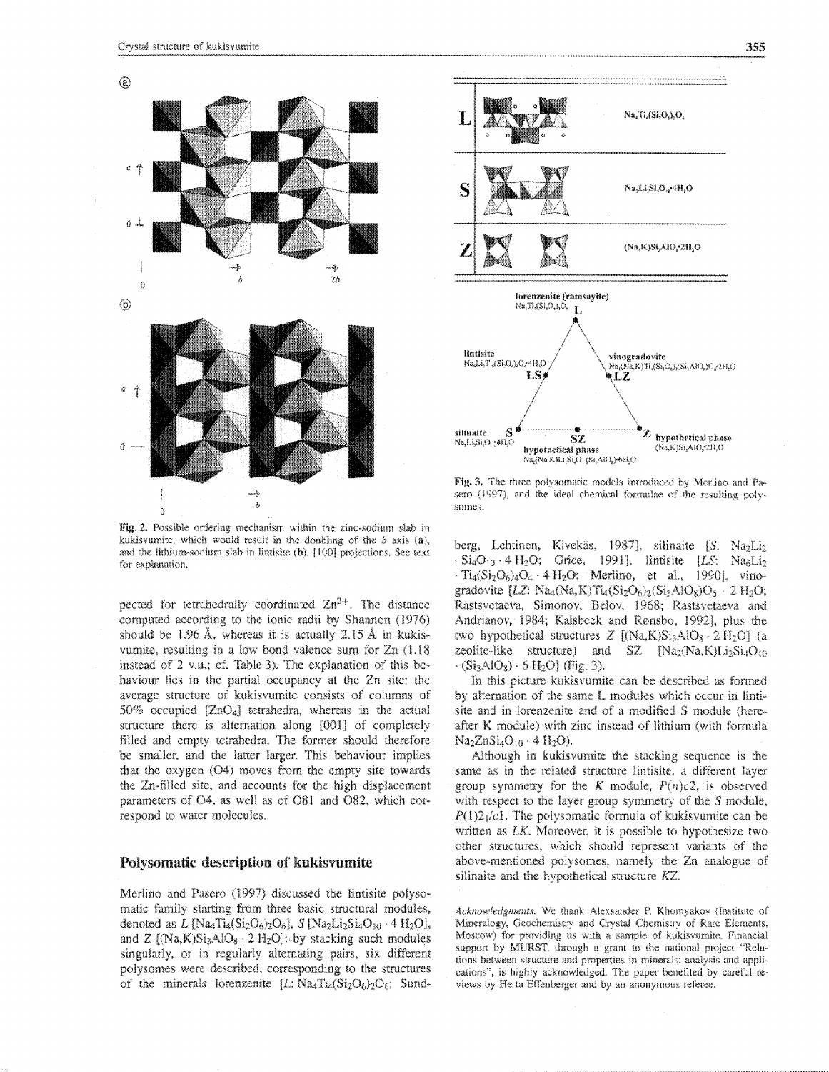Fig. 2. Possible ordering mechanism within the zinc-sodium slab in kukisvumite, which would result in the doubling of the *b* axis (a), and the lithium-sodium slab in lintisite (b). [100] projections. See text for explanation.

Fig. 3. The three polysomatic models introduced by Merlino and Pasero (1997), and the ideal chemical formulae of the resulting polysomes.

pected for tetrahedrally coordinated $Zn^{2+}$. The distance computed according to the ionic radii by Shannon (1976) should be 1.96 Å, whereas it is actually 2.15 Å in kukisvumite, resulting in a low bond valence sum for Zn (1.18 instead of 2 v.u.; cf. Table 3). The explanation of this behaviour lies in the partial occupancy at the Zn site: the average structure of kukisvumite consists of columns of 50% occupied $[ZnO_4]$ tetrahedra, whereas in the actual structure there is alternation along [001] of completely filled and empty tetrahedra. The former should therefore be smaller, and the latter larger. This behaviour implies that the oxygen (O4) moves from the empty site towards the Zn-filled site, and accounts for the high displacement parameters of O4, as well as of O81 and O82, which correspond to water molecules.

## Polysomatic description of kukisvumite

Merlino and Pasero (1997) discussed the lintisite polysomatic family starting from three basic structural modules, denoted as *L* $[Na_4Ti_4(Si_2O_6)_2O_6]$, *S* $[Na_2Li_2Si_4O_{10} \cdot 4\,H_2O]$, and *Z* $[(Na,K)Si_3AlO_8 \cdot 2\,H_2O]$: by stacking such modules singularly, or in regularly alternating pairs, six different polysomes were described, corresponding to the structures of the minerals lorenzenite [*L*: $Na_4Ti_4(Si_2O_6)_2O_6$; Sundberg, Lehtinen, Kivekäs, 1987], silinaite [*S*: $Na_2Li_2 \cdot Si_4O_{10} \cdot 4\,H_2O$; Grice, 1991], lintisite [*LS*: $Na_6Li_2 \cdot Ti_4(Si_2O_6)_4O_4 \cdot 4\,H_2O$; Merlino, et al., 1990], vinogradovite [*LZ*: $Na_4(Na,K)Ti_4(Si_2O_6)_2(Si_3AlO_8)O_6 \cdot 2\,H_2O$; Rastsvetaeva, Simonov, Belov, 1968; Rastsvetaeva and Andrianov, 1984; Kalsbeek and Rønsbo, 1992], plus the two hypothetical structures *Z* $[(Na,K)Si_3AlO_8 \cdot 2\,H_2O]$ (a zeolite-like structure) and *SZ* $[Na_2(Na,K)Li_2Si_4O_{10} \cdot (Si_3AlO_8) \cdot 6\,H_2O]$ (Fig. 3).

In this picture kukisvumite can be described as formed by alternation of the same L modules which occur in lintisite and in lorenzenite and of a modified S module (hereafter K module) with zinc instead of lithium (with formula $Na_2ZnSi_4O_{10} \cdot 4\,H_2O$).

Although in kukisvumite the stacking sequence is the same as in the related structure lintisite, a different layer group symmetry for the *K* module, $P(n)c2$, is observed with respect to the layer group symmetry of the *S* module, $P(1)2_1/c1$. The polysomatic formula of kukisvumite can be written as *LK*. Moreover, it is possible to hypothesize two other structures, which should represent variants of the above-mentioned polysomes, namely the Zn analogue of silinaite and the hypothetical structure *KZ*.

*Acknowledgments.* We thank Alexsander P. Khomyakov (Institute of Mineralogy, Geochemistry and Crystal Chemistry of Rare Elements, Moscow) for providing us with a sample of kukisvumite. Financial support by MURST, through a grant to the national project "Relations between structure and properties in minerals: analysis and applications", is highly acknowledged. The paper benefited by careful reviews by Herta Effenberger and by an anonymous referee.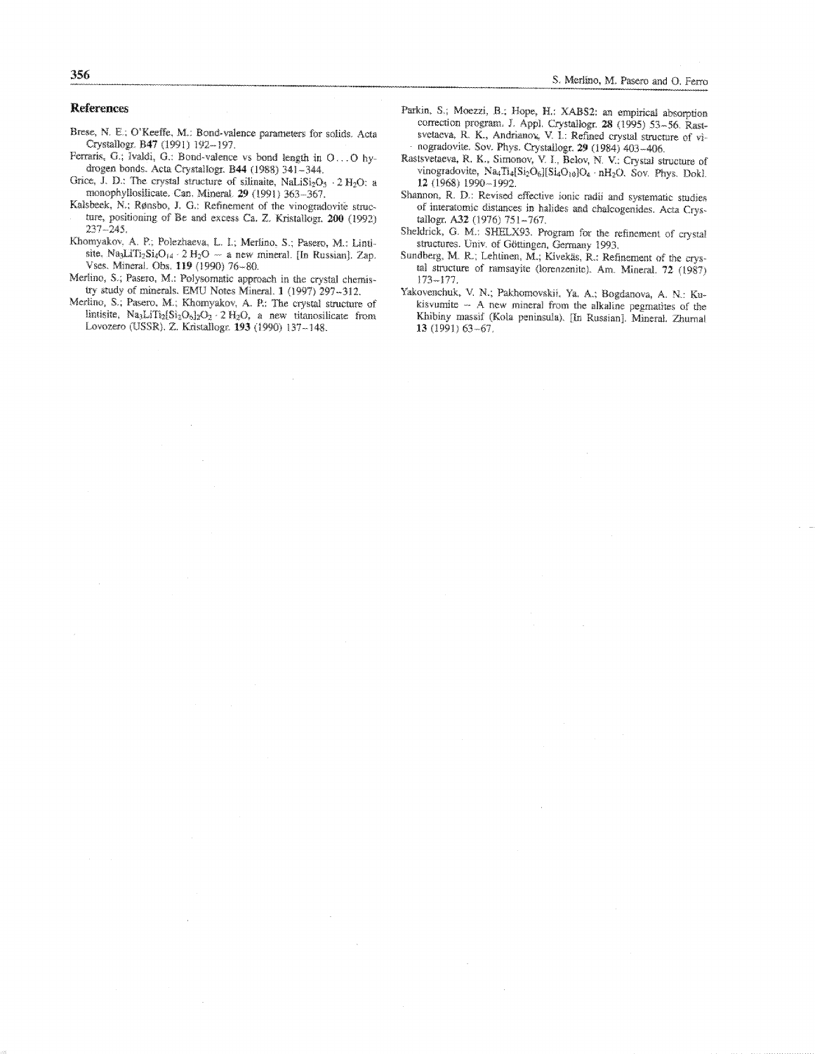## References

Brese, N. E.; O'Keeffe, M.: Bond-valence parameters for solids. Acta Crystallogr. **B47** (1991) 192–197.

Ferraris, G.; Ivaldi, G.: Bond-valence vs bond length in O...O hydrogen bonds. Acta Crystallogr. **B44** (1988) 341–344.

Grice, J. D.: The crystal structure of silinaite, $NaLiSi_2O_5 \cdot 2\,H_2O$: a monophyllosilicate. Can. Mineral. **29** (1991) 363–367.

Kalsbeek, N.; Rønsbo, J. G.: Refinement of the vinogradovite structure, positioning of Be and excess Ca. Z. Kristallogr. **200** (1992) 237–245.

Khomyakov, A. P.; Polezhaeva, L. I.; Merlino, S.; Pasero, M.: Lintisite, $Na_3LiTi_2Si_4O_{14} \cdot 2\,H_2O$ – a new mineral. [In Russian]. Zap. Vses. Mineral. Obs. **119** (1990) 76–80.

Merlino, S.; Pasero, M.: Polysomatic approach in the crystal chemistry study of minerals. EMU Notes Mineral. **1** (1997) 297–312.

Merlino, S.; Pasero, M.; Khomyakov, A. P.: The crystal structure of lintisite, $Na_3LiTi_2[Si_2O_6]_2O_2 \cdot 2\,H_2O$, a new titanosilicate from Lovozero (USSR). Z. Kristallogr. **193** (1990) 137–148.

Parkin, S.; Moezzi, B.; Hope, H.: XABS2: an empirical absorption correction program. J. Appl. Crystallogr. **28** (1995) 53–56.

Rastsvetaeva, R. K., Andrianov, V. I.: Refined crystal structure of vinogradovite. Sov. Phys. Crystallogr. **29** (1984) 403–406.

Rastsvetaeva, R. K., Simonov, V. I., Belov, N. V.: Crystal structure of vinogradovite, $Na_4Ti_4[Si_2O_6][Si_4O_{10}]O_4 \cdot nH_2O$. Sov. Phys. Dokl. **12** (1968) 1990–1992.

Shannon, R. D.: Revised effective ionic radii and systematic studies of interatomic distances in halides and chalcogenides. Acta Crystallogr. **A32** (1976) 751–767.

Sheldrick, G. M.: SHELX93. Program for the refinement of crystal structures. Univ. of Göttingen, Germany 1993.

Sundberg, M. R.; Lehtinen, M.; Kivekäs, R.: Refinement of the crystal structure of ramsayite (lorenzenite). Am. Mineral. **72** (1987) 173–177.

Yakovenchuk, V. N.; Pakhomovskii, Ya. A.; Bogdanova, A. N.: Kukisvumite – A new mineral from the alkaline pegmatites of the Khibiny massif (Kola peninsula). [In Russian]. Mineral. Zhurnal **13** (1991) 63–67.